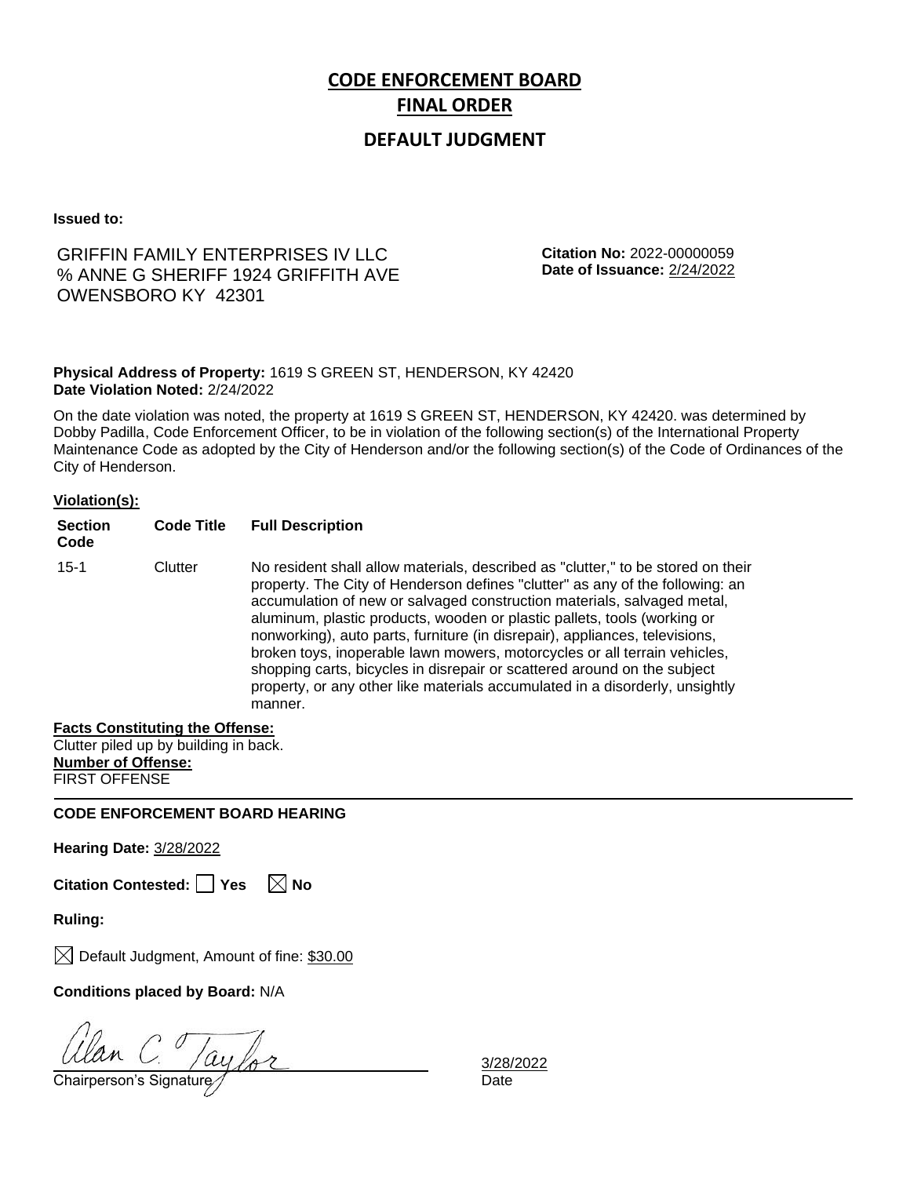# CODE ENFORCEMENT BOARD
# FINAL ORDER
## DEFAULT JUDGMENT

**Issued to:**

GRIFFIN FAMILY ENTERPRISES IV LLC
% ANNE G SHERIFF 1924 GRIFFITH AVE
OWENSBORO KY 42301

**Citation No:** 2022-00000059
**Date of Issuance:** 2/24/2022

**Physical Address of Property:** 1619 S GREEN ST, HENDERSON, KY 42420
**Date Violation Noted:** 2/24/2022

On the date violation was noted, the property at 1619 S GREEN ST, HENDERSON, KY 42420. was determined by Dobby Padilla, Code Enforcement Officer, to be in violation of the following section(s) of the International Property Maintenance Code as adopted by the City of Henderson and/or the following section(s) of the Code of Ordinances of the City of Henderson.

**Violation(s):**

| Section Code | Code Title | Full Description |
|---|---|---|
| 15-1 | Clutter | No resident shall allow materials, described as "clutter," to be stored on their property. The City of Henderson defines "clutter" as any of the following: an accumulation of new or salvaged construction materials, salvaged metal, aluminum, plastic products, wooden or plastic pallets, tools (working or nonworking), auto parts, furniture (in disrepair), appliances, televisions, broken toys, inoperable lawn mowers, motorcycles or all terrain vehicles, shopping carts, bicycles in disrepair or scattered around on the subject property, or any other like materials accumulated in a disorderly, unsightly manner. |

**Facts Constituting the Offense:**
Clutter piled up by building in back.
**Number of Offense:**
FIRST OFFENSE

---

**CODE ENFORCEMENT BOARD HEARING**

**Hearing Date:** 3/28/2022

**Citation Contested:** ☐ Yes ☒ No

**Ruling:**

☒ Default Judgment, Amount of fine: $30.00

**Conditions placed by Board:** N/A

Alan C. Taylor
Chairperson's Signature

3/28/2022
Date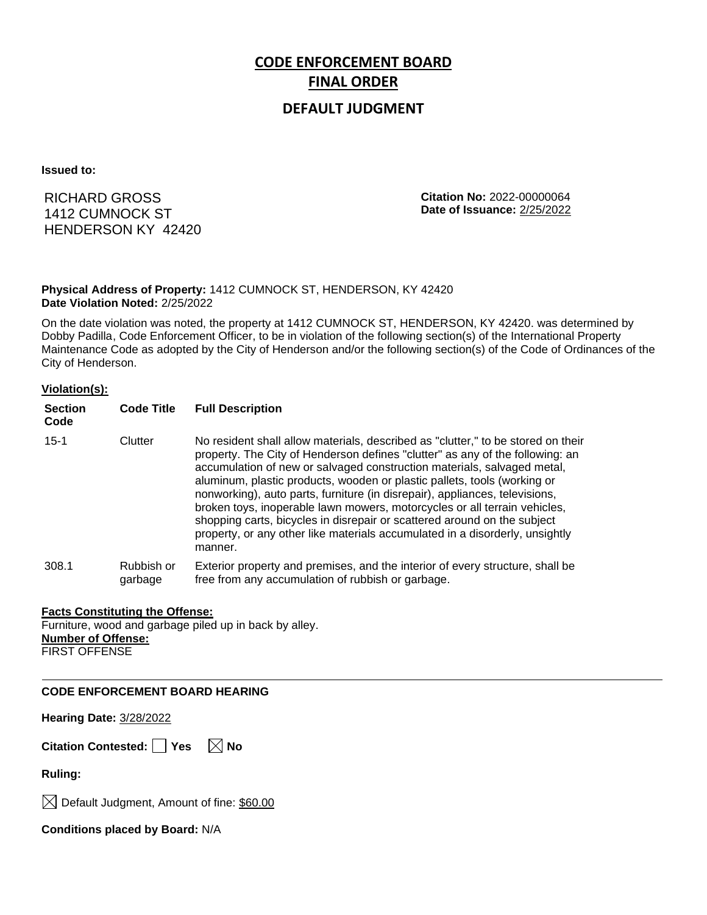# CODE ENFORCEMENT BOARD

# FINAL ORDER

## DEFAULT JUDGMENT

**Issued to:**

RICHARD GROSS
1412 CUMNOCK ST
HENDERSON KY 42420

**Citation No:** 2022-00000064
**Date of Issuance:** 2/25/2022

**Physical Address of Property:** 1412 CUMNOCK ST, HENDERSON, KY 42420
**Date Violation Noted:** 2/25/2022

On the date violation was noted, the property at 1412 CUMNOCK ST, HENDERSON, KY 42420. was determined by Dobby Padilla, Code Enforcement Officer, to be in violation of the following section(s) of the International Property Maintenance Code as adopted by the City of Henderson and/or the following section(s) of the Code of Ordinances of the City of Henderson.

**Violation(s):**

| Section Code | Code Title | Full Description |
|---|---|---|
| 15-1 | Clutter | No resident shall allow materials, described as "clutter," to be stored on their property. The City of Henderson defines "clutter" as any of the following: an accumulation of new or salvaged construction materials, salvaged metal, aluminum, plastic products, wooden or plastic pallets, tools (working or nonworking), auto parts, furniture (in disrepair), appliances, televisions, broken toys, inoperable lawn mowers, motorcycles or all terrain vehicles, shopping carts, bicycles in disrepair or scattered around on the subject property, or any other like materials accumulated in a disorderly, unsightly manner. |
| 308.1 | Rubbish or garbage | Exterior property and premises, and the interior of every structure, shall be free from any accumulation of rubbish or garbage. |

**Facts Constituting the Offense:**
Furniture, wood and garbage piled up in back by alley.
**Number of Offense:**
FIRST OFFENSE

---

**CODE ENFORCEMENT BOARD HEARING**

**Hearing Date:** 3/28/2022

**Citation Contested:** ☐ Yes ☒ No

**Ruling:**

☒ Default Judgment, Amount of fine: $60.00

**Conditions placed by Board:** N/A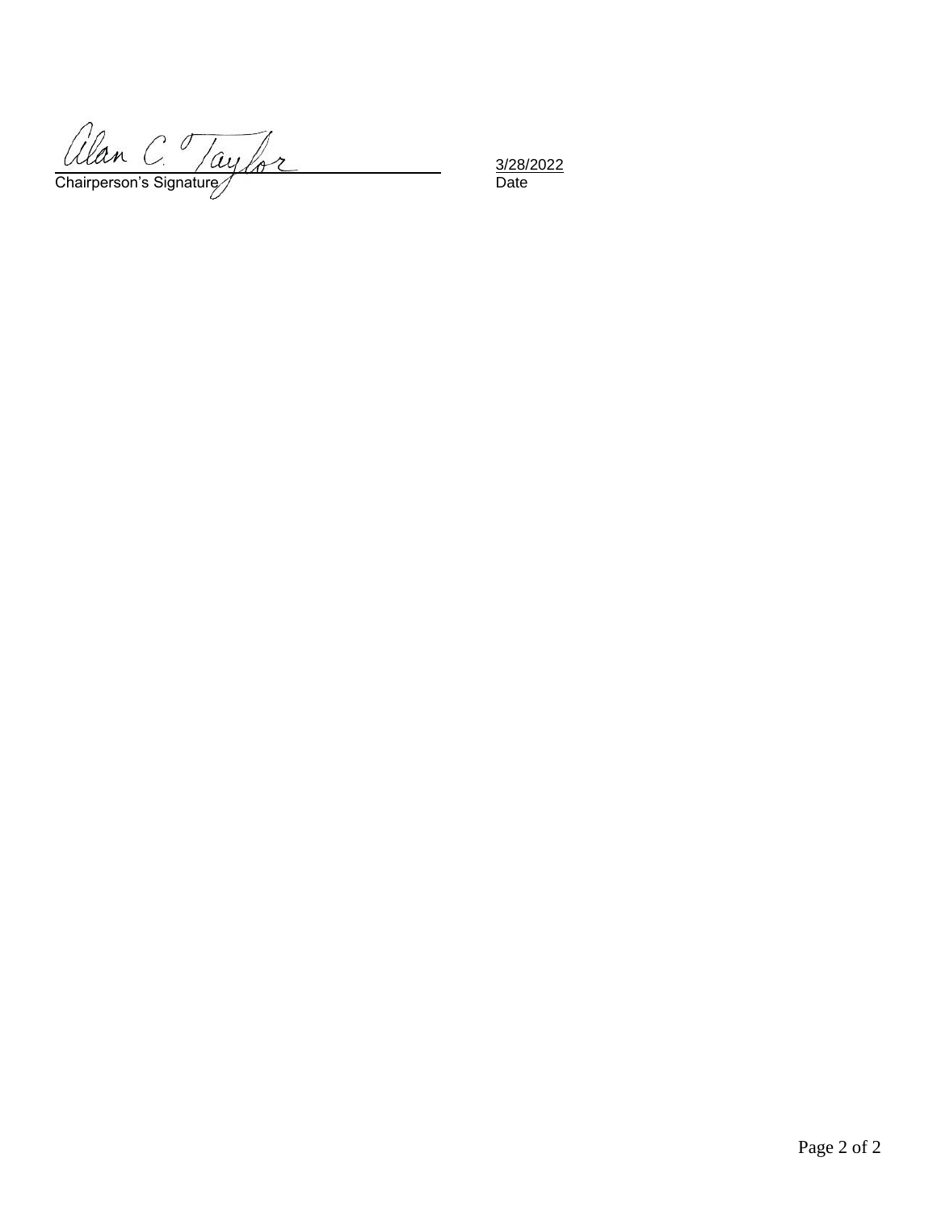Alan C. Taylor

Chairperson's Signature

3/28/2022

Date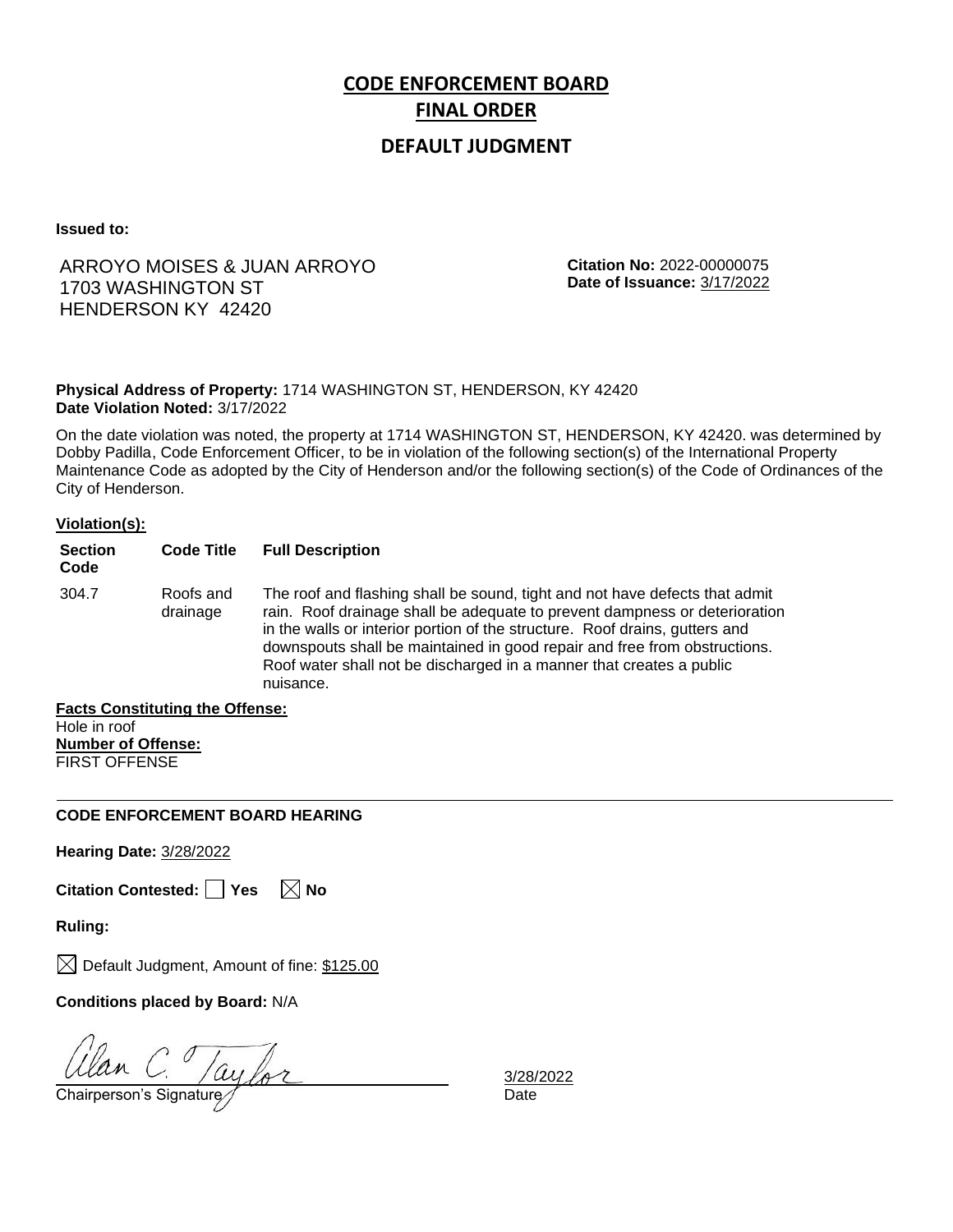# CODE ENFORCEMENT BOARD FINAL ORDER

## DEFAULT JUDGMENT

**Issued to:**

ARROYO MOISES & JUAN ARROYO
1703 WASHINGTON ST
HENDERSON KY 42420

**Citation No:** 2022-00000075
**Date of Issuance:** 3/17/2022

**Physical Address of Property:** 1714 WASHINGTON ST, HENDERSON, KY 42420
**Date Violation Noted:** 3/17/2022

On the date violation was noted, the property at 1714 WASHINGTON ST, HENDERSON, KY 42420. was determined by Dobby Padilla, Code Enforcement Officer, to be in violation of the following section(s) of the International Property Maintenance Code as adopted by the City of Henderson and/or the following section(s) of the Code of Ordinances of the City of Henderson.

**Violation(s):**

| Section Code | Code Title | Full Description |
|---|---|---|
| 304.7 | Roofs and drainage | The roof and flashing shall be sound, tight and not have defects that admit rain. Roof drainage shall be adequate to prevent dampness or deterioration in the walls or interior portion of the structure. Roof drains, gutters and downspouts shall be maintained in good repair and free from obstructions. Roof water shall not be discharged in a manner that creates a public nuisance. |

**Facts Constituting the Offense:**
Hole in roof
**Number of Offense:**
FIRST OFFENSE

---

**CODE ENFORCEMENT BOARD HEARING**

**Hearing Date:** 3/28/2022

**Citation Contested:** ☐ Yes ☒ No

**Ruling:**

☒ Default Judgment, Amount of fine: $125.00

**Conditions placed by Board:** N/A

Alan C. Taylor
Chairperson's Signature

3/28/2022
Date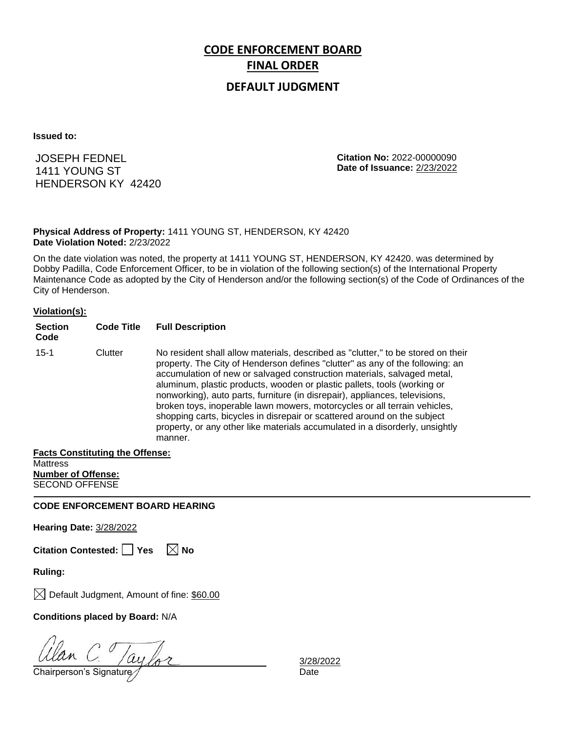# CODE ENFORCEMENT BOARD

# FINAL ORDER

## DEFAULT JUDGMENT

**Issued to:**

JOSEPH FEDNEL
1411 YOUNG ST
HENDERSON KY 42420

**Citation No:** 2022-00000090
**Date of Issuance:** 2/23/2022

**Physical Address of Property:** 1411 YOUNG ST, HENDERSON, KY 42420
**Date Violation Noted:** 2/23/2022

On the date violation was noted, the property at 1411 YOUNG ST, HENDERSON, KY 42420. was determined by Dobby Padilla, Code Enforcement Officer, to be in violation of the following section(s) of the International Property Maintenance Code as adopted by the City of Henderson and/or the following section(s) of the Code of Ordinances of the City of Henderson.

**Violation(s):**

| Section Code | Code Title | Full Description |
|---|---|---|
| 15-1 | Clutter | No resident shall allow materials, described as "clutter," to be stored on their property. The City of Henderson defines "clutter" as any of the following: an accumulation of new or salvaged construction materials, salvaged metal, aluminum, plastic products, wooden or plastic pallets, tools (working or nonworking), auto parts, furniture (in disrepair), appliances, televisions, broken toys, inoperable lawn mowers, motorcycles or all terrain vehicles, shopping carts, bicycles in disrepair or scattered around on the subject property, or any other like materials accumulated in a disorderly, unsightly manner. |

**Facts Constituting the Offense:**
Mattress
**Number of Offense:**
SECOND OFFENSE

**CODE ENFORCEMENT BOARD HEARING**

**Hearing Date:** 3/28/2022

**Citation Contested:** ☐ Yes ☒ No

**Ruling:**

☒ Default Judgment, Amount of fine: $60.00

**Conditions placed by Board:** N/A

Alan C. Taylor
Chairperson's Signature

3/28/2022
Date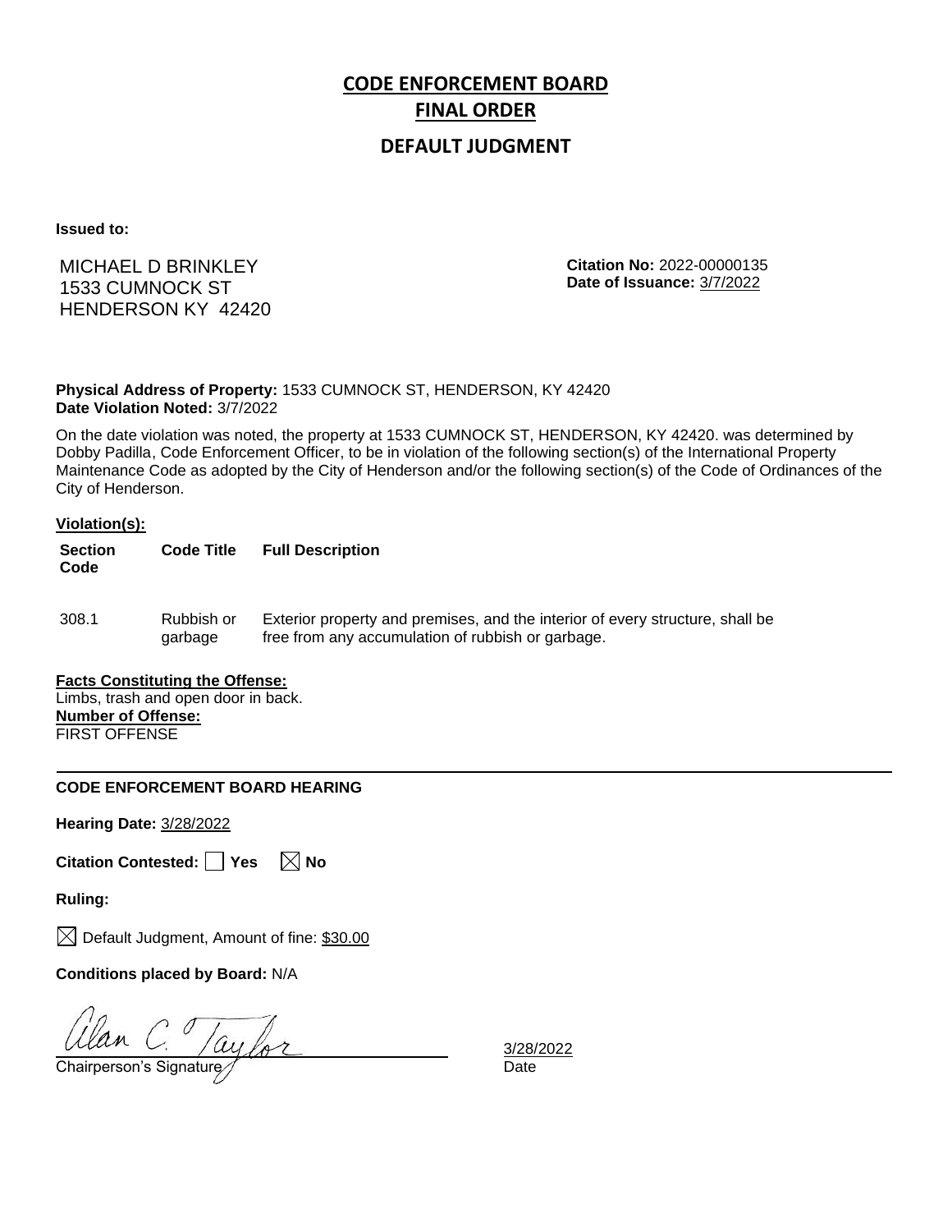# CODE ENFORCEMENT BOARD FINAL ORDER

## DEFAULT JUDGMENT

**Issued to:**

MICHAEL D BRINKLEY
1533 CUMNOCK ST
HENDERSON KY 42420

**Citation No:** 2022-00000135
**Date of Issuance:** 3/7/2022

**Physical Address of Property:** 1533 CUMNOCK ST, HENDERSON, KY 42420
**Date Violation Noted:** 3/7/2022

On the date violation was noted, the property at 1533 CUMNOCK ST, HENDERSON, KY 42420. was determined by Dobby Padilla, Code Enforcement Officer, to be in violation of the following section(s) of the International Property Maintenance Code as adopted by the City of Henderson and/or the following section(s) of the Code of Ordinances of the City of Henderson.

**Violation(s):**

| Section Code | Code Title | Full Description |
|---|---|---|
| 308.1 | Rubbish or garbage | Exterior property and premises, and the interior of every structure, shall be free from any accumulation of rubbish or garbage. |

**Facts Constituting the Offense:**
Limbs, trash and open door in back.
**Number of Offense:**
FIRST OFFENSE

---

**CODE ENFORCEMENT BOARD HEARING**

**Hearing Date:** 3/28/2022

**Citation Contested:** ☐ Yes ☒ No

**Ruling:**

☒ Default Judgment, Amount of fine: $30.00

**Conditions placed by Board:** N/A

Alan C. Taylor
Chairperson's Signature

3/28/2022
Date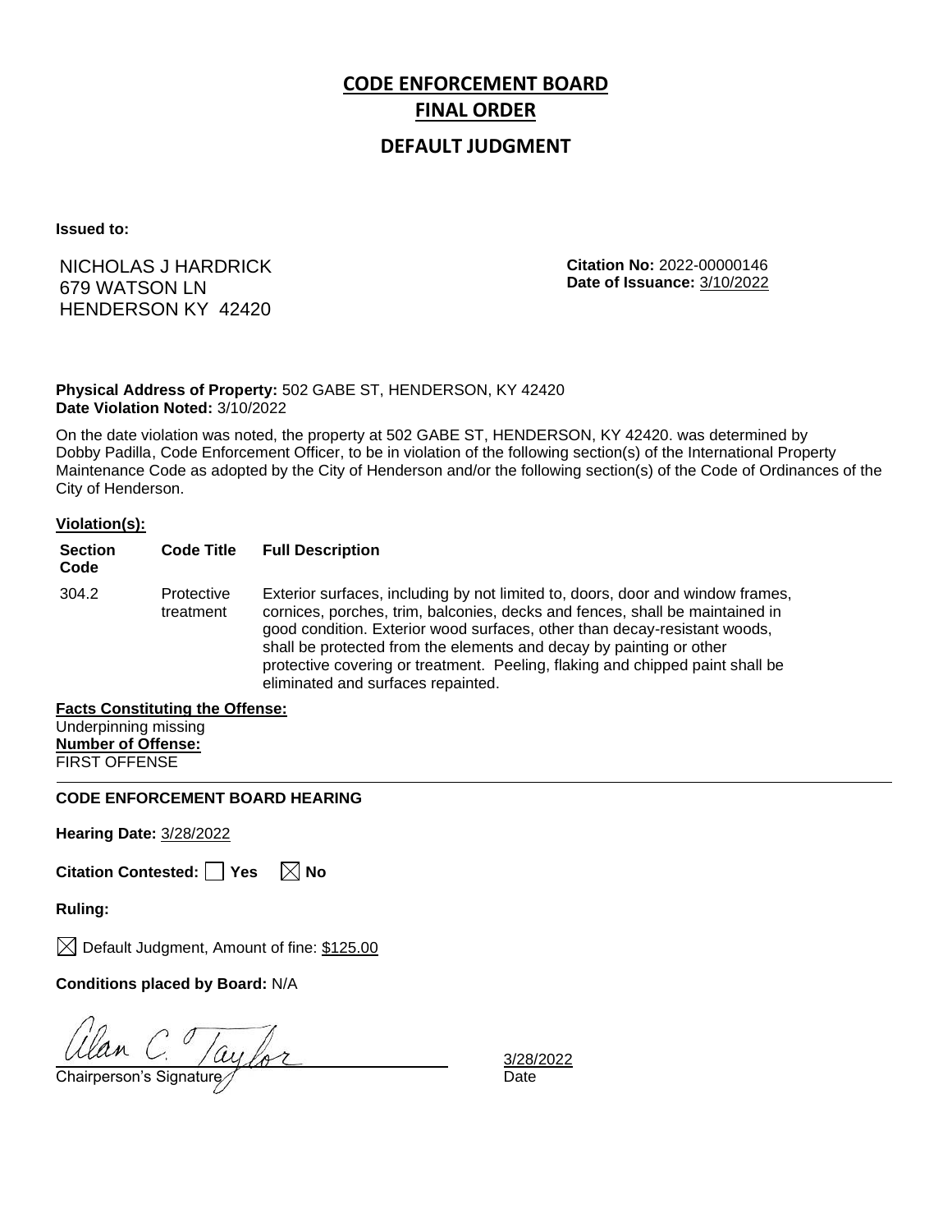# CODE ENFORCEMENT BOARD
# FINAL ORDER
## DEFAULT JUDGMENT

**Issued to:**

NICHOLAS J HARDRICK
679 WATSON LN
HENDERSON KY 42420

**Citation No:** 2022-00000146
**Date of Issuance:** 3/10/2022

**Physical Address of Property:** 502 GABE ST, HENDERSON, KY 42420
**Date Violation Noted:** 3/10/2022

On the date violation was noted, the property at 502 GABE ST, HENDERSON, KY 42420. was determined by Dobby Padilla, Code Enforcement Officer, to be in violation of the following section(s) of the International Property Maintenance Code as adopted by the City of Henderson and/or the following section(s) of the Code of Ordinances of the City of Henderson.

**Violation(s):**

| Section Code | Code Title | Full Description |
|---|---|---|
| 304.2 | Protective treatment | Exterior surfaces, including by not limited to, doors, door and window frames, cornices, porches, trim, balconies, decks and fences, shall be maintained in good condition. Exterior wood surfaces, other than decay-resistant woods, shall be protected from the elements and decay by painting or other protective covering or treatment. Peeling, flaking and chipped paint shall be eliminated and surfaces repainted. |

**Facts Constituting the Offense:**
Underpinning missing
**Number of Offense:**
FIRST OFFENSE

---

**CODE ENFORCEMENT BOARD HEARING**

**Hearing Date:** 3/28/2022

**Citation Contested:** ☐ Yes ☒ No

**Ruling:**

☒ Default Judgment, Amount of fine: $125.00

**Conditions placed by Board:** N/A

Alan C. Taylor
Chairperson's Signature

3/28/2022
Date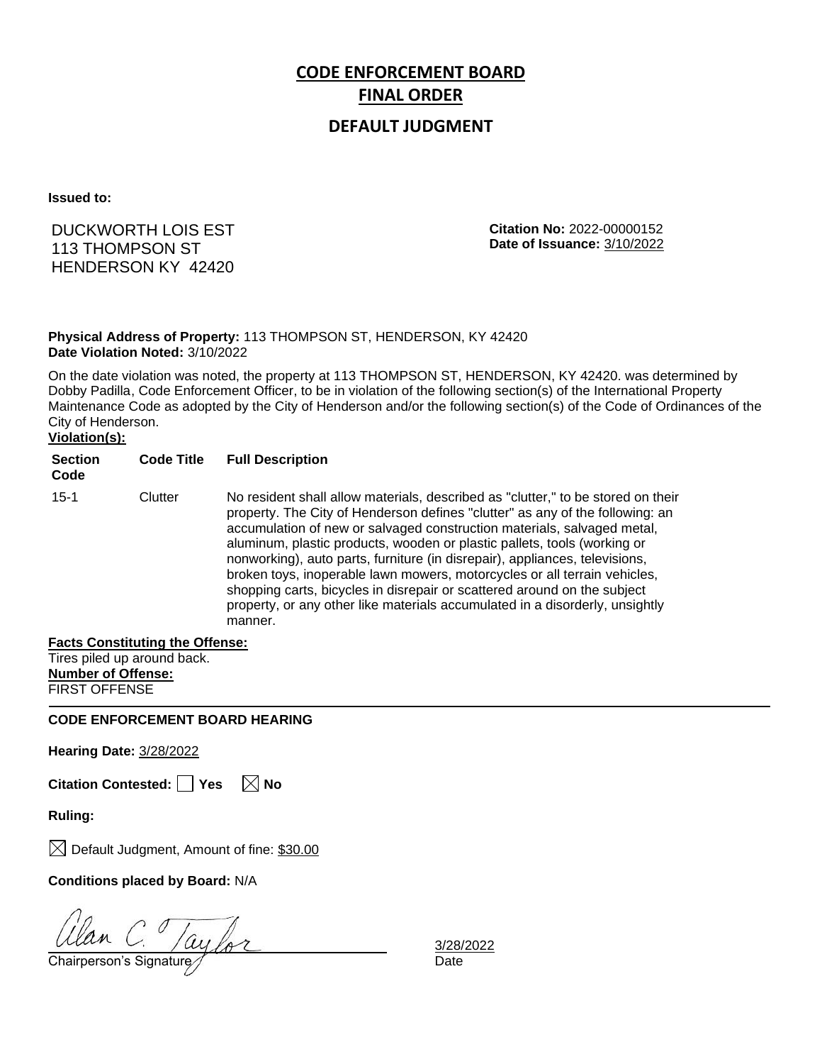# CODE ENFORCEMENT BOARD

## FINAL ORDER

### DEFAULT JUDGMENT

**Issued to:**

DUCKWORTH LOIS EST
113 THOMPSON ST
HENDERSON KY 42420

**Citation No:** 2022-00000152
**Date of Issuance:** 3/10/2022

**Physical Address of Property:** 113 THOMPSON ST, HENDERSON, KY 42420
**Date Violation Noted:** 3/10/2022

On the date violation was noted, the property at 113 THOMPSON ST, HENDERSON, KY 42420. was determined by Dobby Padilla, Code Enforcement Officer, to be in violation of the following section(s) of the International Property Maintenance Code as adopted by the City of Henderson and/or the following section(s) of the Code of Ordinances of the City of Henderson.

**Violation(s):**

| Section Code | Code Title | Full Description |
|---|---|---|
| 15-1 | Clutter | No resident shall allow materials, described as "clutter," to be stored on their property. The City of Henderson defines "clutter" as any of the following: an accumulation of new or salvaged construction materials, salvaged metal, aluminum, plastic products, wooden or plastic pallets, tools (working or nonworking), auto parts, furniture (in disrepair), appliances, televisions, broken toys, inoperable lawn mowers, motorcycles or all terrain vehicles, shopping carts, bicycles in disrepair or scattered around on the subject property, or any other like materials accumulated in a disorderly, unsightly manner. |

**Facts Constituting the Offense:**
Tires piled up around back.

**Number of Offense:**
FIRST OFFENSE

---

**CODE ENFORCEMENT BOARD HEARING**

**Hearing Date:** 3/28/2022

**Citation Contested:** ☐ Yes ☒ No

**Ruling:**

☒ Default Judgment, Amount of fine: $30.00

**Conditions placed by Board:** N/A

Alan C. Taylor
Chairperson's Signature

3/28/2022
Date